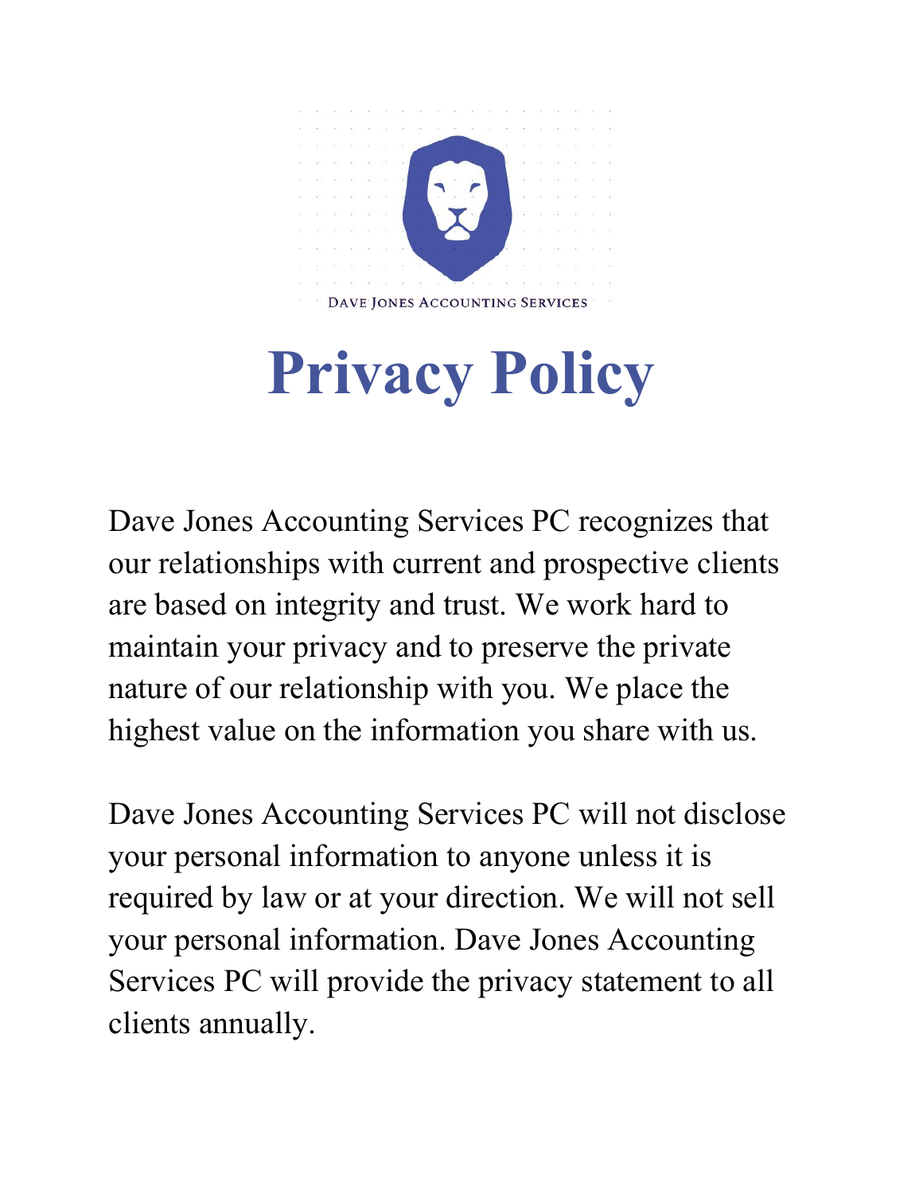DAVE JONES ACCOUNTING SERVICES

# Privacy Policy

Dave Jones Accounting Services PC recognizes that our relationships with current and prospective clients are based on integrity and trust. We work hard to maintain your privacy and to preserve the private nature of our relationship with you. We place the highest value on the information you share with us.

Dave Jones Accounting Services PC will not disclose your personal information to anyone unless it is required by law or at your direction. We will not sell your personal information. Dave Jones Accounting Services PC will provide the privacy statement to all clients annually.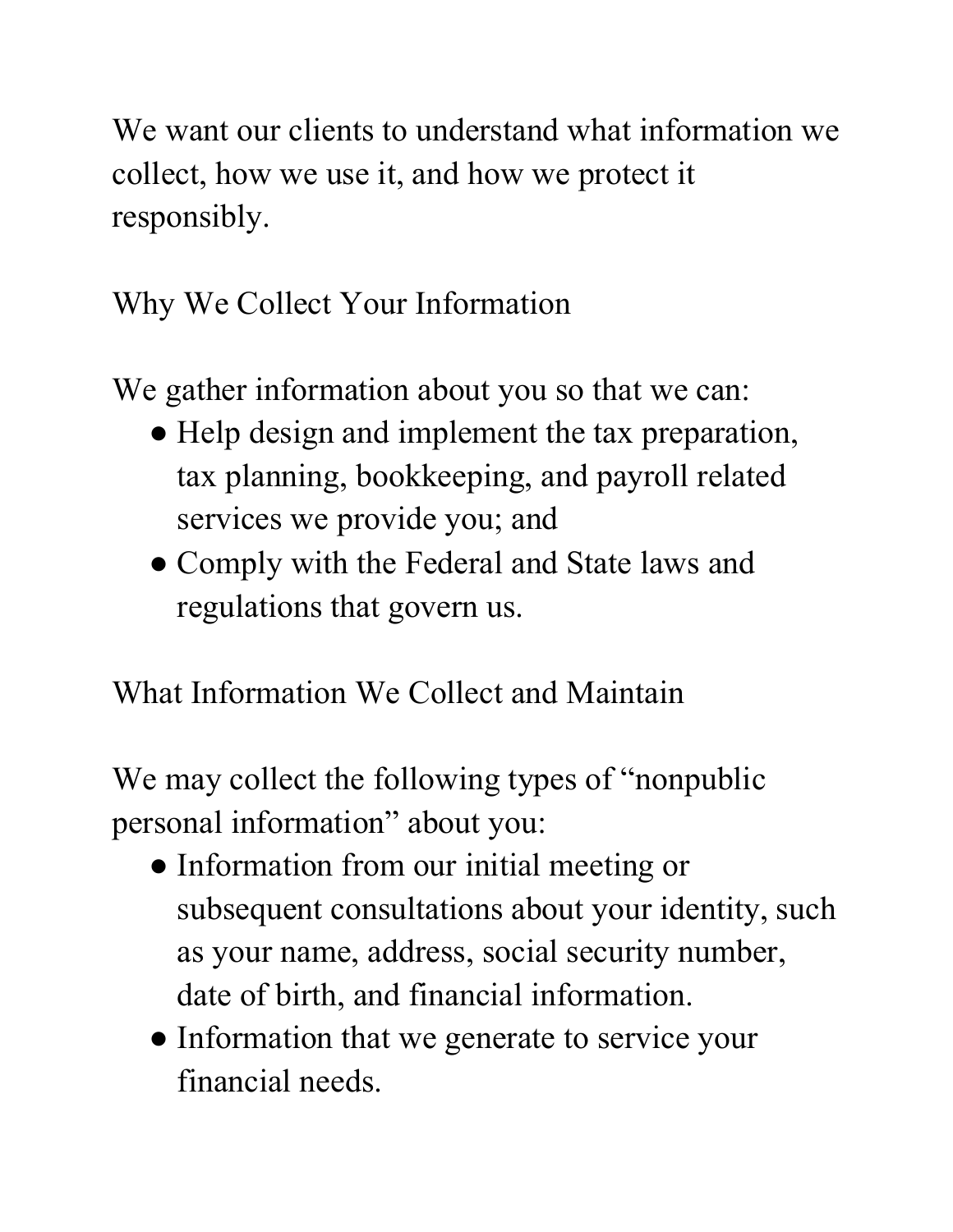We want our clients to understand what information we collect, how we use it, and how we protect it responsibly.

## Why We Collect Your Information

We gather information about you so that we can:

- Help design and implement the tax preparation, tax planning, bookkeeping, and payroll related services we provide you; and
- Comply with the Federal and State laws and regulations that govern us.

## What Information We Collect and Maintain

We may collect the following types of "nonpublic personal information" about you:

- Information from our initial meeting or subsequent consultations about your identity, such as your name, address, social security number, date of birth, and financial information.
- Information that we generate to service your financial needs.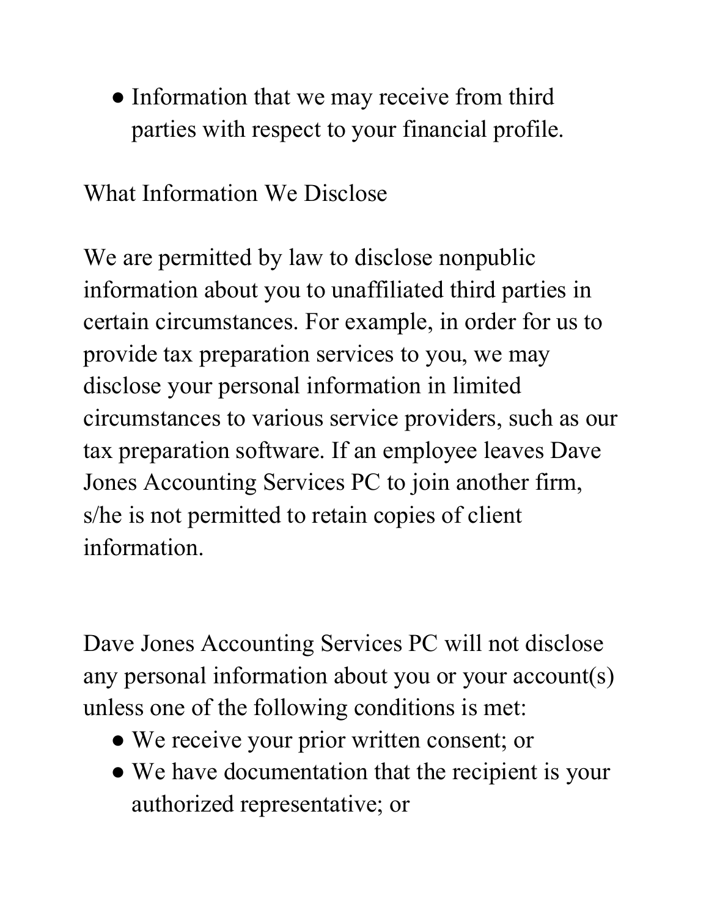- Information that we may receive from third parties with respect to your financial profile.

## What Information We Disclose

We are permitted by law to disclose nonpublic information about you to unaffiliated third parties in certain circumstances. For example, in order for us to provide tax preparation services to you, we may disclose your personal information in limited circumstances to various service providers, such as our tax preparation software. If an employee leaves Dave Jones Accounting Services PC to join another firm, s/he is not permitted to retain copies of client information.

Dave Jones Accounting Services PC will not disclose any personal information about you or your account(s) unless one of the following conditions is met:

- We receive your prior written consent; or
- We have documentation that the recipient is your authorized representative; or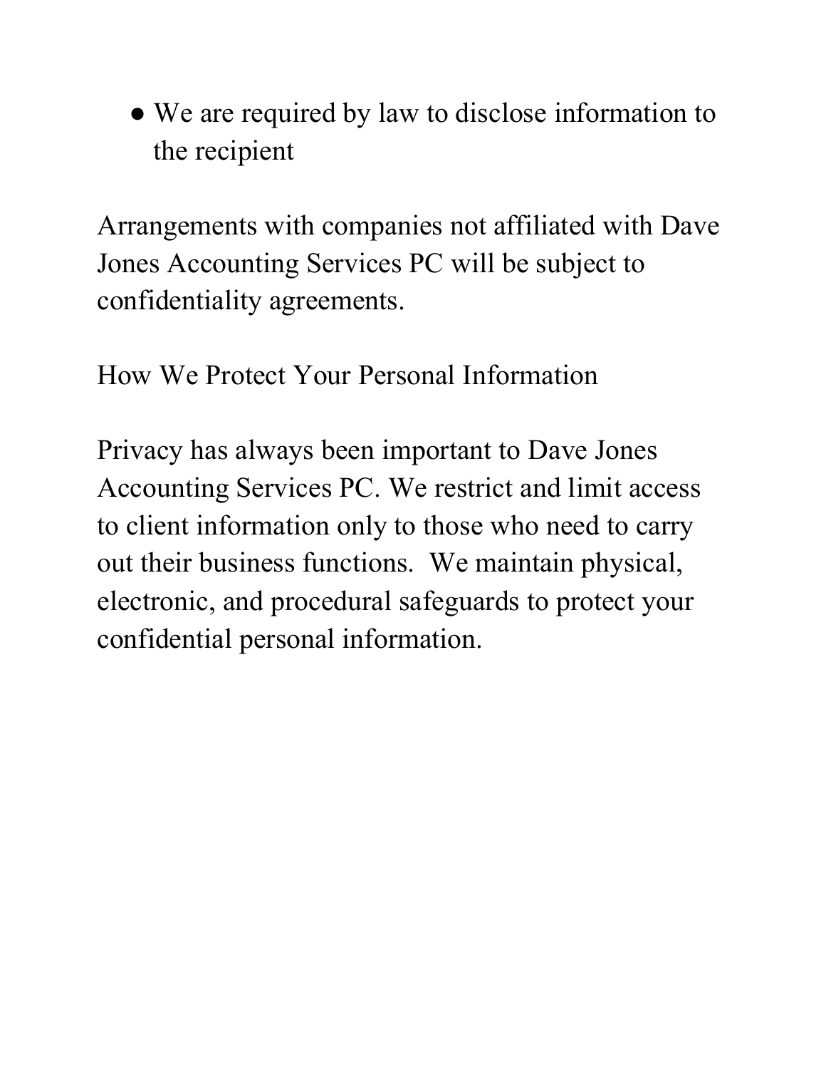- We are required by law to disclose information to the recipient

Arrangements with companies not affiliated with Dave Jones Accounting Services PC will be subject to confidentiality agreements.

## How We Protect Your Personal Information

Privacy has always been important to Dave Jones Accounting Services PC. We restrict and limit access to client information only to those who need to carry out their business functions. We maintain physical, electronic, and procedural safeguards to protect your confidential personal information.